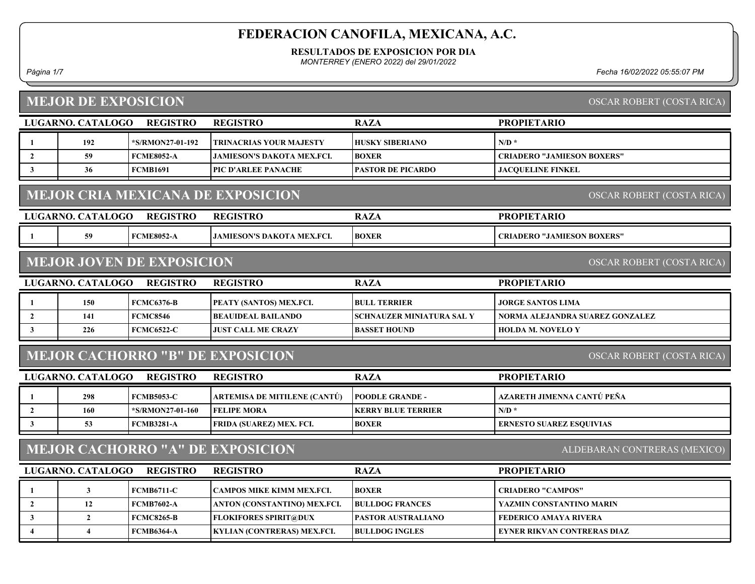# FEDERACION CANOFILA, MEXICANA, A.C.

**RESULTADOS DE EXPOSICION POR DIA**

*MONTERREY (ENERO 2022) del 29/01/2022*

*Fecha 16/02/2022 05:55:07 PM*

## MEJOR DE EXPOSICION

OSCAR ROBERT (COSTA RICA)

| LUGAR | NO. CATALOGO | REGISTRO | REGISTRO | RAZA | PROPIETARIO |
|---|---|---|---|---|---|
| 1 | 192 | *S/RMON27-01-192 | TRINACRIAS YOUR MAJESTY | HUSKY SIBERIANO | N/D * |
| 2 | 59 | FCME8052-A | JAMIESON'S DAKOTA MEX.FCI. | BOXER | CRIADERO "JAMIESON BOXERS" |
| 3 | 36 | FCMB1691 | PIC D'ARLEE PANACHE | PASTOR DE PICARDO | JACQUELINE FINKEL |

## MEJOR CRIA MEXICANA DE EXPOSICION

OSCAR ROBERT (COSTA RICA)

| LUGAR | NO. CATALOGO | REGISTRO | REGISTRO | RAZA | PROPIETARIO |
|---|---|---|---|---|---|
| 1 | 59 | FCME8052-A | JAMIESON'S DAKOTA MEX.FCI. | BOXER | CRIADERO "JAMIESON BOXERS" |

## MEJOR JOVEN DE EXPOSICION

OSCAR ROBERT (COSTA RICA)

| LUGAR | NO. CATALOGO | REGISTRO | REGISTRO | RAZA | PROPIETARIO |
|---|---|---|---|---|---|
| 1 | 150 | FCMC6376-B | PEATY (SANTOS) MEX.FCI. | BULL TERRIER | JORGE SANTOS LIMA |
| 2 | 141 | FCMC8546 | BEAUIDEAL BAILANDO | SCHNAUZER MINIATURA SAL Y | NORMA ALEJANDRA SUAREZ GONZALEZ |
| 3 | 226 | FCMC6522-C | JUST CALL ME CRAZY | BASSET HOUND | HOLDA M. NOVELO Y |

## MEJOR CACHORRO "B" DE EXPOSICION

OSCAR ROBERT (COSTA RICA)

| LUGAR | NO. CATALOGO | REGISTRO | REGISTRO | RAZA | PROPIETARIO |
|---|---|---|---|---|---|
| 1 | 298 | FCMB5053-C | ARTEMISA DE MITILENE (CANTÚ) | POODLE GRANDE - | AZARETH JIMENNA CANTÚ PEÑA |
| 2 | 160 | *S/RMON27-01-160 | FELIPE MORA | KERRY BLUE TERRIER | N/D * |
| 3 | 53 | FCMB3281-A | FRIDA (SUAREZ) MEX. FCI. | BOXER | ERNESTO SUAREZ ESQUIVIAS |

## MEJOR CACHORRO "A" DE EXPOSICION

ALDEBARAN CONTRERAS (MEXICO)

| LUGAR | NO. CATALOGO | REGISTRO | REGISTRO | RAZA | PROPIETARIO |
|---|---|---|---|---|---|
| 1 | 3 | FCMB6711-C | CAMPOS MIKE KIMM MEX.FCI. | BOXER | CRIADERO "CAMPOS" |
| 2 | 12 | FCMB7602-A | ANTON (CONSTANTINO) MEX.FCI. | BULLDOG FRANCES | YAZMIN CONSTANTINO MARIN |
| 3 | 2 | FCMC8265-B | FLOKIFORES SPIRIT@DUX | PASTOR AUSTRALIANO | FEDERICO AMAYA RIVERA |
| 4 | 4 | FCMB6364-A | KYLIAN (CONTRERAS) MEX.FCI. | BULLDOG INGLES | EYNER RIKVAN CONTRERAS DIAZ |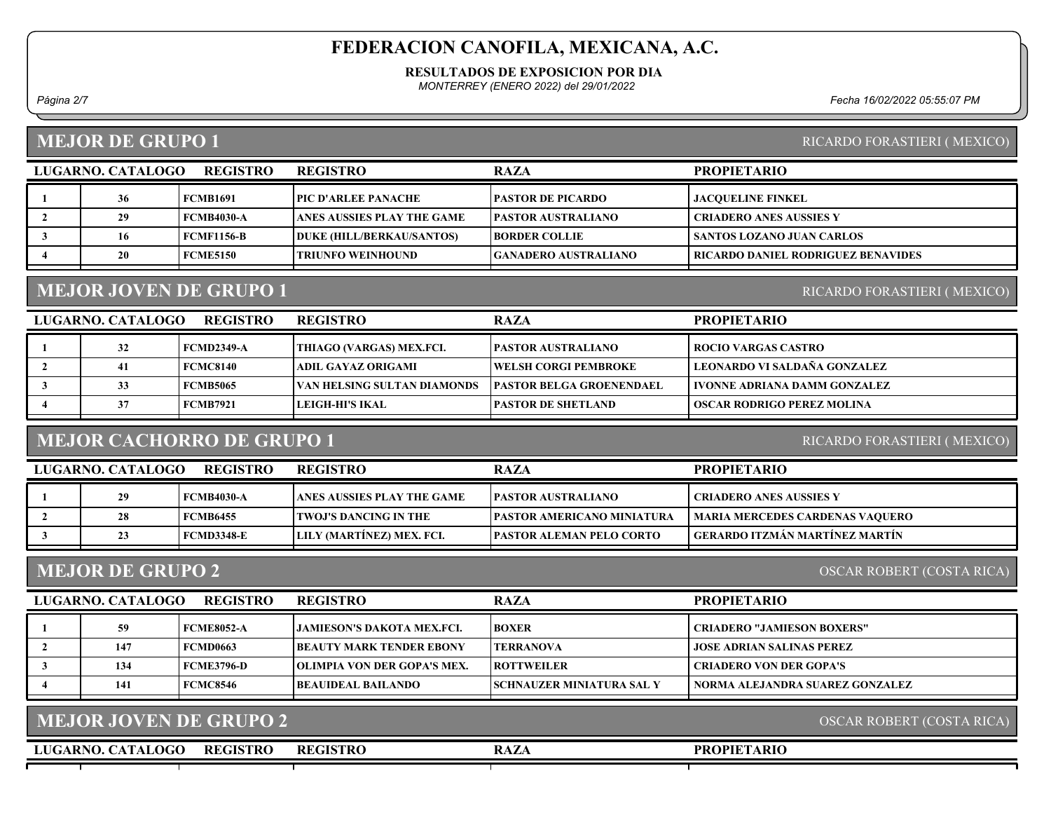# FEDERACION CANOFILA, MEXICANA, A.C.

**RESULTADOS DE EXPOSICION POR DIA**

*MONTERREY (ENERO 2022) del 29/01/2022*

*Fecha 16/02/2022 05:55:07 PM*

## MEJOR DE GRUPO 1

RICARDO FORASTIERI ( MEXICO)

| LUGAR | NO. CATALOGO | REGISTRO | REGISTRO | RAZA | PROPIETARIO |
|---|---|---|---|---|---|
| 1 | 36 | FCMB1691 | PIC D'ARLEE PANACHE | PASTOR DE PICARDO | JACQUELINE FINKEL |
| 2 | 29 | FCMB4030-A | ANES AUSSIES PLAY THE GAME | PASTOR AUSTRALIANO | CRIADERO ANES AUSSIES Y |
| 3 | 16 | FCMF1156-B | DUKE (HILL/BERKAU/SANTOS) | BORDER COLLIE | SANTOS LOZANO JUAN CARLOS |
| 4 | 20 | FCME5150 | TRIUNFO WEINHOUND | GANADERO AUSTRALIANO | RICARDO DANIEL RODRIGUEZ BENAVIDES |

## MEJOR JOVEN DE GRUPO 1

RICARDO FORASTIERI ( MEXICO)

| LUGAR | NO. CATALOGO | REGISTRO | REGISTRO | RAZA | PROPIETARIO |
|---|---|---|---|---|---|
| 1 | 32 | FCMD2349-A | THIAGO (VARGAS) MEX.FCI. | PASTOR AUSTRALIANO | ROCIO VARGAS CASTRO |
| 2 | 41 | FCMC8140 | ADIL GAYAZ ORIGAMI | WELSH CORGI PEMBROKE | LEONARDO VI SALDAÑA GONZALEZ |
| 3 | 33 | FCMB5065 | VAN HELSING SULTAN DIAMONDS | PASTOR BELGA GROENENDAEL | IVONNE ADRIANA DAMM GONZALEZ |
| 4 | 37 | FCMB7921 | LEIGH-HI'S IKAL | PASTOR DE SHETLAND | OSCAR RODRIGO PEREZ MOLINA |

## MEJOR CACHORRO DE GRUPO 1

RICARDO FORASTIERI ( MEXICO)

| LUGAR | NO. CATALOGO | REGISTRO | REGISTRO | RAZA | PROPIETARIO |
|---|---|---|---|---|---|
| 1 | 29 | FCMB4030-A | ANES AUSSIES PLAY THE GAME | PASTOR AUSTRALIANO | CRIADERO ANES AUSSIES Y |
| 2 | 28 | FCMB6455 | TWOJ'S DANCING IN THE | PASTOR AMERICANO MINIATURA | MARIA MERCEDES CARDENAS VAQUERO |
| 3 | 23 | FCMD3348-E | LILY (MARTÍNEZ) MEX. FCI. | PASTOR ALEMAN PELO CORTO | GERARDO ITZMÁN MARTÍNEZ MARTÍN |

## MEJOR DE GRUPO 2

OSCAR ROBERT (COSTA RICA)

| LUGAR | NO. CATALOGO | REGISTRO | REGISTRO | RAZA | PROPIETARIO |
|---|---|---|---|---|---|
| 1 | 59 | FCME8052-A | JAMIESON'S DAKOTA MEX.FCI. | BOXER | CRIADERO "JAMIESON BOXERS" |
| 2 | 147 | FCMD0663 | BEAUTY MARK TENDER EBONY | TERRANOVA | JOSE ADRIAN SALINAS PEREZ |
| 3 | 134 | FCME3796-D | OLIMPIA VON DER GOPA'S MEX. | ROTTWEILER | CRIADERO VON DER GOPA'S |
| 4 | 141 | FCMC8546 | BEAUIDEAL BAILANDO | SCHNAUZER MINIATURA SAL Y | NORMA ALEJANDRA SUAREZ GONZALEZ |

## MEJOR JOVEN DE GRUPO 2

OSCAR ROBERT (COSTA RICA)

| LUGAR | NO. CATALOGO | REGISTRO | REGISTRO | RAZA | PROPIETARIO |
|---|---|---|---|---|---|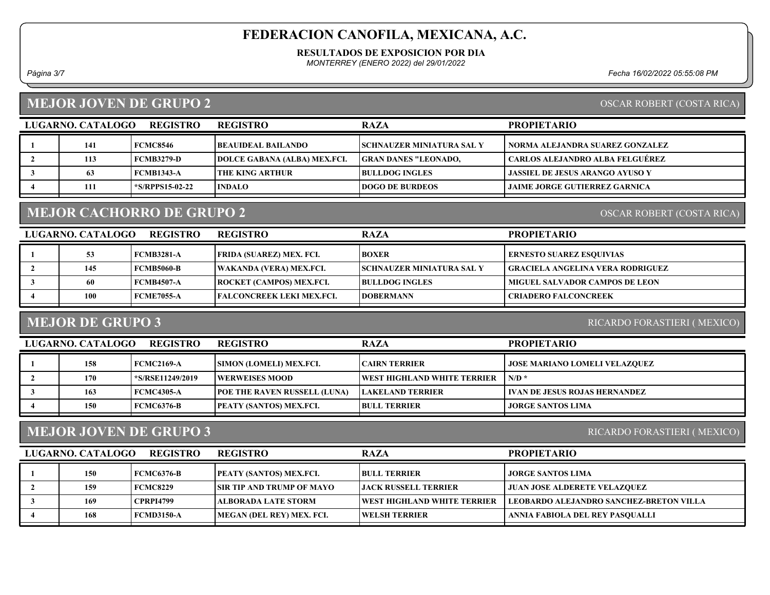# FEDERACION CANOFILA, MEXICANA, A.C.

**RESULTADOS DE EXPOSICION POR DIA**

*MONTERREY (ENERO 2022) del 29/01/2022*

*Fecha 16/02/2022 05:55:08 PM*

## MEJOR JOVEN DE GRUPO 2

OSCAR ROBERT (COSTA RICA)

| LUGAR | NO. CATALOGO | REGISTRO | REGISTRO | RAZA | PROPIETARIO |
|---|---|---|---|---|---|
| 1 | 141 | FCMC8546 | BEAUIDEAL BAILANDO | SCHNAUZER MINIATURA SAL Y | NORMA ALEJANDRA SUAREZ GONZALEZ |
| 2 | 113 | FCMB3279-D | DOLCE GABANA (ALBA) MEX.FCI. | GRAN DANES "LEONADO, | CARLOS ALEJANDRO ALBA FELGUÉREZ |
| 3 | 63 | FCMB1343-A | THE KING ARTHUR | BULLDOG INGLES | JASSIEL DE JESUS ARANGO AYUSO Y |
| 4 | 111 | *S/RPPS15-02-22 | INDALO | DOGO DE BURDEOS | JAIME JORGE GUTIERREZ GARNICA |

## MEJOR CACHORRO DE GRUPO 2

OSCAR ROBERT (COSTA RICA)

| LUGAR | NO. CATALOGO | REGISTRO | REGISTRO | RAZA | PROPIETARIO |
|---|---|---|---|---|---|
| 1 | 53 | FCMB3281-A | FRIDA (SUAREZ) MEX. FCI. | BOXER | ERNESTO SUAREZ ESQUIVIAS |
| 2 | 145 | FCMB5060-B | WAKANDA (VERA) MEX.FCI. | SCHNAUZER MINIATURA SAL Y | GRACIELA ANGELINA VERA RODRIGUEZ |
| 3 | 60 | FCMB4507-A | ROCKET (CAMPOS) MEX.FCI. | BULLDOG INGLES | MIGUEL SALVADOR CAMPOS DE LEON |
| 4 | 100 | FCME7055-A | FALCONCREEK LEKI MEX.FCI. | DOBERMANN | CRIADERO FALCONCREEK |

## MEJOR DE GRUPO 3

RICARDO FORASTIERI ( MEXICO)

| LUGAR | NO. CATALOGO | REGISTRO | REGISTRO | RAZA | PROPIETARIO |
|---|---|---|---|---|---|
| 1 | 158 | FCMC2169-A | SIMON (LOMELI) MEX.FCI. | CAIRN TERRIER | JOSE MARIANO LOMELI VELAZQUEZ |
| 2 | 170 | *S/RSE11249/2019 | WERWEISES MOOD | WEST HIGHLAND WHITE TERRIER | N/D * |
| 3 | 163 | FCMC4305-A | POE THE RAVEN RUSSELL (LUNA) | LAKELAND TERRIER | IVAN DE JESUS ROJAS HERNANDEZ |
| 4 | 150 | FCMC6376-B | PEATY (SANTOS) MEX.FCI. | BULL TERRIER | JORGE SANTOS LIMA |

## MEJOR JOVEN DE GRUPO 3

RICARDO FORASTIERI ( MEXICO)

| LUGAR | NO. CATALOGO | REGISTRO | REGISTRO | RAZA | PROPIETARIO |
|---|---|---|---|---|---|
| 1 | 150 | FCMC6376-B | PEATY (SANTOS) MEX.FCI. | BULL TERRIER | JORGE SANTOS LIMA |
| 2 | 159 | FCMC8229 | SIR TIP AND TRUMP OF MAYO | JACK RUSSELL TERRIER | JUAN JOSE ALDERETE VELAZQUEZ |
| 3 | 169 | CPRPI4799 | ALBORADA LATE STORM | WEST HIGHLAND WHITE TERRIER | LEOBARDO ALEJANDRO SANCHEZ-BRETON VILLA |
| 4 | 168 | FCMD3150-A | MEGAN (DEL REY) MEX. FCI. | WELSH TERRIER | ANNIA FABIOLA DEL REY PASQUALLI |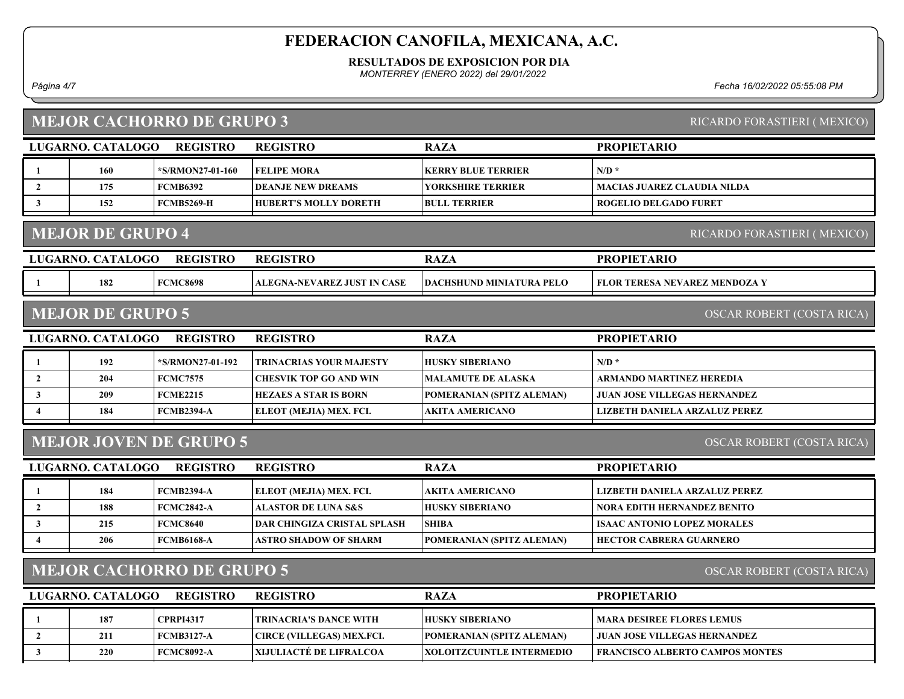# FEDERACION CANOFILA, MEXICANA, A.C.

**RESULTADOS DE EXPOSICION POR DIA**

*MONTERREY (ENERO 2022) del 29/01/2022*

## MEJOR CACHORRO DE GRUPO 3

RICARDO FORASTIERI ( MEXICO)

| LUGAR | NO. CATALOGO | REGISTRO | REGISTRO | RAZA | PROPIETARIO |
|---|---|---|---|---|---|
| 1 | 160 | *S/RMON27-01-160 | FELIPE MORA | KERRY BLUE TERRIER | N/D * |
| 2 | 175 | FCMB6392 | DEANJE NEW DREAMS | YORKSHIRE TERRIER | MACIAS JUAREZ CLAUDIA NILDA |
| 3 | 152 | FCMB5269-H | HUBERT'S MOLLY DORETH | BULL TERRIER | ROGELIO DELGADO FURET |

## MEJOR DE GRUPO 4

RICARDO FORASTIERI ( MEXICO)

| LUGAR | NO. CATALOGO | REGISTRO | REGISTRO | RAZA | PROPIETARIO |
|---|---|---|---|---|---|
| 1 | 182 | FCMC8698 | ALEGNA-NEVAREZ JUST IN CASE | DACHSHUND MINIATURA PELO | FLOR TERESA NEVAREZ MENDOZA Y |

## MEJOR DE GRUPO 5

OSCAR ROBERT (COSTA RICA)

| LUGAR | NO. CATALOGO | REGISTRO | REGISTRO | RAZA | PROPIETARIO |
|---|---|---|---|---|---|
| 1 | 192 | *S/RMON27-01-192 | TRINACRIAS YOUR MAJESTY | HUSKY SIBERIANO | N/D * |
| 2 | 204 | FCMC7575 | CHESVIK TOP GO AND WIN | MALAMUTE DE ALASKA | ARMANDO MARTINEZ HEREDIA |
| 3 | 209 | FCME2215 | HEZAES A STAR IS BORN | POMERANIAN (SPITZ ALEMAN) | JUAN JOSE VILLEGAS HERNANDEZ |
| 4 | 184 | FCMB2394-A | ELEOT (MEJIA) MEX. FCI. | AKITA AMERICANO | LIZBETH DANIELA ARZALUZ PEREZ |

## MEJOR JOVEN DE GRUPO 5

OSCAR ROBERT (COSTA RICA)

| LUGAR | NO. CATALOGO | REGISTRO | REGISTRO | RAZA | PROPIETARIO |
|---|---|---|---|---|---|
| 1 | 184 | FCMB2394-A | ELEOT (MEJIA) MEX. FCI. | AKITA AMERICANO | LIZBETH DANIELA ARZALUZ PEREZ |
| 2 | 188 | FCMC2842-A | ALASTOR DE LUNA S&S | HUSKY SIBERIANO | NORA EDITH HERNANDEZ BENITO |
| 3 | 215 | FCMC8640 | DAR CHINGIZA CRISTAL SPLASH | SHIBA | ISAAC ANTONIO LOPEZ MORALES |
| 4 | 206 | FCMB6168-A | ASTRO SHADOW OF SHARM | POMERANIAN (SPITZ ALEMAN) | HECTOR CABRERA GUARNERO |

## MEJOR CACHORRO DE GRUPO 5

OSCAR ROBERT (COSTA RICA)

| LUGAR | NO. CATALOGO | REGISTRO | REGISTRO | RAZA | PROPIETARIO |
|---|---|---|---|---|---|
| 1 | 187 | CPRPI4317 | TRINACRIA'S DANCE WITH | HUSKY SIBERIANO | MARA DESIREE FLORES LEMUS |
| 2 | 211 | FCMB3127-A | CIRCE (VILLEGAS) MEX.FCI. | POMERANIAN (SPITZ ALEMAN) | JUAN JOSE VILLEGAS HERNANDEZ |
| 3 | 220 | FCMC8092-A | XIJULIACTÉ DE LIFRALCOA | XOLOITZCUINTLE INTERMEDIO | FRANCISCO ALBERTO CAMPOS MONTES |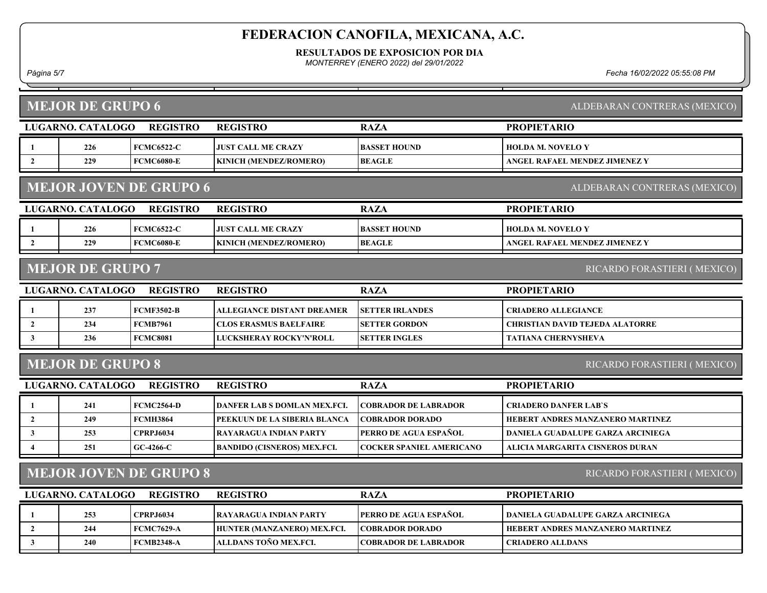# FEDERACION CANOFILA, MEXICANA, A.C.

**RESULTADOS DE EXPOSICION POR DIA**

*MONTERREY (ENERO 2022) del 29/01/2022*

*Fecha 16/02/2022 05:55:08 PM*

## MEJOR DE GRUPO 6

ALDEBARAN CONTRERAS (MEXICO)

| LUGAR | NO. CATALOGO | REGISTRO | REGISTRO | RAZA | PROPIETARIO |
|---|---|---|---|---|---|
| 1 | 226 | FCMC6522-C | JUST CALL ME CRAZY | BASSET HOUND | HOLDA M. NOVELO Y |
| 2 | 229 | FCMC6080-E | KINICH (MENDEZ/ROMERO) | BEAGLE | ANGEL RAFAEL MENDEZ JIMENEZ Y |

## MEJOR JOVEN DE GRUPO 6

ALDEBARAN CONTRERAS (MEXICO)

| LUGAR | NO. CATALOGO | REGISTRO | REGISTRO | RAZA | PROPIETARIO |
|---|---|---|---|---|---|
| 1 | 226 | FCMC6522-C | JUST CALL ME CRAZY | BASSET HOUND | HOLDA M. NOVELO Y |
| 2 | 229 | FCMC6080-E | KINICH (MENDEZ/ROMERO) | BEAGLE | ANGEL RAFAEL MENDEZ JIMENEZ Y |

## MEJOR DE GRUPO 7

RICARDO FORASTIERI ( MEXICO)

| LUGAR | NO. CATALOGO | REGISTRO | REGISTRO | RAZA | PROPIETARIO |
|---|---|---|---|---|---|
| 1 | 237 | FCMF3502-B | ALLEGIANCE DISTANT DREAMER | SETTER IRLANDES | CRIADERO ALLEGIANCE |
| 2 | 234 | FCMB7961 | CLOS ERASMUS BAELFAIRE | SETTER GORDON | CHRISTIAN DAVID TEJEDA ALATORRE |
| 3 | 236 | FCMC8081 | LUCKSHERAY ROCKY'N'ROLL | SETTER INGLES | TATIANA CHERNYSHEVA |

## MEJOR DE GRUPO 8

RICARDO FORASTIERI ( MEXICO)

| LUGAR | NO. CATALOGO | REGISTRO | REGISTRO | RAZA | PROPIETARIO |
|---|---|---|---|---|---|
| 1 | 241 | FCMC2564-D | DANFER LAB S DOMLAN MEX.FCI. | COBRADOR DE LABRADOR | CRIADERO DANFER LAB`S |
| 2 | 249 | FCMH3864 | PEEKUUN DE LA SIBERIA BLANCA | COBRADOR DORADO | HEBERT ANDRES MANZANERO MARTINEZ |
| 3 | 253 | CPRPJ6034 | RAYARAGUA INDIAN PARTY | PERRO DE AGUA ESPAÑOL | DANIELA GUADALUPE GARZA ARCINIEGA |
| 4 | 251 | GC-4266-C | BANDIDO (CISNEROS) MEX.FCI. | COCKER SPANIEL AMERICANO | ALICIA MARGARITA CISNEROS DURAN |

## MEJOR JOVEN DE GRUPO 8

RICARDO FORASTIERI ( MEXICO)

| LUGAR | NO. CATALOGO | REGISTRO | REGISTRO | RAZA | PROPIETARIO |
|---|---|---|---|---|---|
| 1 | 253 | CPRPJ6034 | RAYARAGUA INDIAN PARTY | PERRO DE AGUA ESPAÑOL | DANIELA GUADALUPE GARZA ARCINIEGA |
| 2 | 244 | FCMC7629-A | HUNTER (MANZANERO) MEX.FCI. | COBRADOR DORADO | HEBERT ANDRES MANZANERO MARTINEZ |
| 3 | 240 | FCMB2348-A | ALLDANS TOÑO MEX.FCI. | COBRADOR DE LABRADOR | CRIADERO ALLDANS |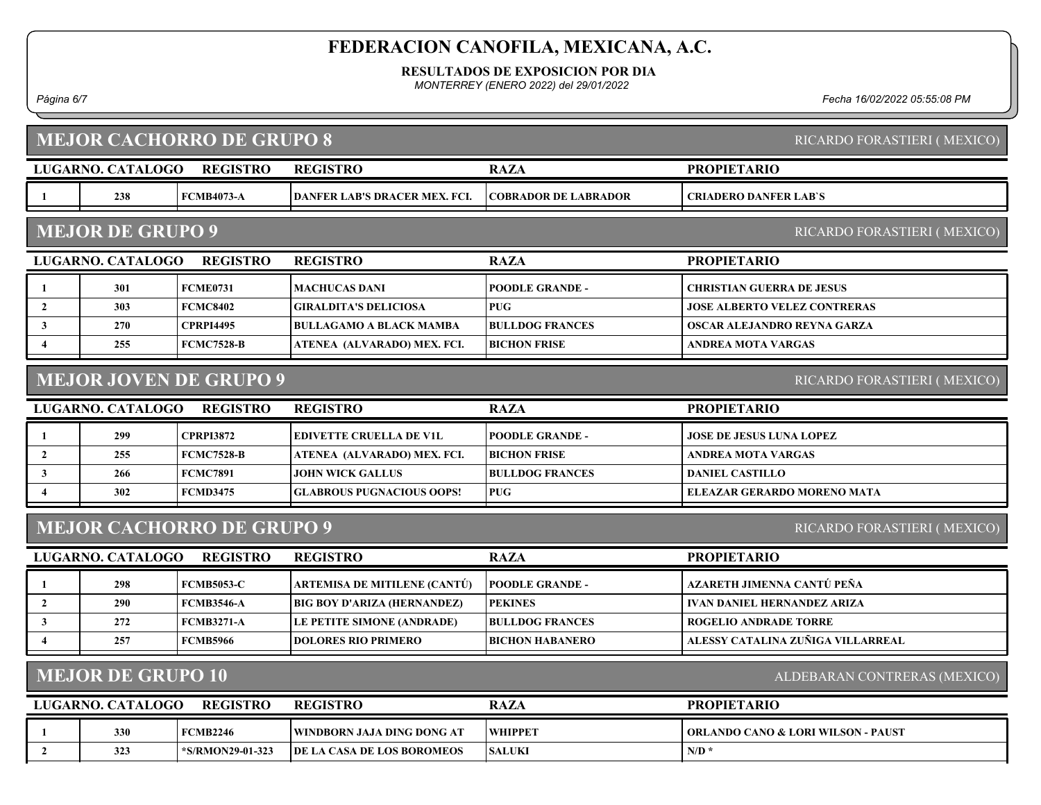# FEDERACION CANOFILA, MEXICANA, A.C.

**RESULTADOS DE EXPOSICION POR DIA**

*MONTERREY (ENERO 2022) del 29/01/2022*

*Fecha 16/02/2022 05:55:08 PM*

## MEJOR CACHORRO DE GRUPO 8

RICARDO FORASTIERI ( MEXICO)

| LUGAR | NO. CATALOGO | REGISTRO | REGISTRO | RAZA | PROPIETARIO |
|---|---|---|---|---|---|
| 1 | 238 | FCMB4073-A | DANFER LAB'S DRACER MEX. FCI. | COBRADOR DE LABRADOR | CRIADERO DANFER LAB`S |

## MEJOR DE GRUPO 9

RICARDO FORASTIERI ( MEXICO)

| LUGAR | NO. CATALOGO | REGISTRO | REGISTRO | RAZA | PROPIETARIO |
|---|---|---|---|---|---|
| 1 | 301 | FCME0731 | MACHUCAS DANI | POODLE GRANDE - | CHRISTIAN GUERRA DE JESUS |
| 2 | 303 | FCMC8402 | GIRALDITA'S DELICIOSA | PUG | JOSE ALBERTO VELEZ CONTRERAS |
| 3 | 270 | CPRPI4495 | BULLAGAMO A BLACK MAMBA | BULLDOG FRANCES | OSCAR ALEJANDRO REYNA GARZA |
| 4 | 255 | FCMC7528-B | ATENEA (ALVARADO) MEX. FCI. | BICHON FRISE | ANDREA MOTA VARGAS |

## MEJOR JOVEN DE GRUPO 9

RICARDO FORASTIERI ( MEXICO)

| LUGAR | NO. CATALOGO | REGISTRO | REGISTRO | RAZA | PROPIETARIO |
|---|---|---|---|---|---|
| 1 | 299 | CPRPI3872 | EDIVETTE CRUELLA DE V1L | POODLE GRANDE - | JOSE DE JESUS LUNA LOPEZ |
| 2 | 255 | FCMC7528-B | ATENEA (ALVARADO) MEX. FCI. | BICHON FRISE | ANDREA MOTA VARGAS |
| 3 | 266 | FCMC7891 | JOHN WICK GALLUS | BULLDOG FRANCES | DANIEL CASTILLO |
| 4 | 302 | FCMD3475 | GLABROUS PUGNACIOUS OOPS! | PUG | ELEAZAR GERARDO MORENO MATA |

## MEJOR CACHORRO DE GRUPO 9

RICARDO FORASTIERI ( MEXICO)

| LUGAR | NO. CATALOGO | REGISTRO | REGISTRO | RAZA | PROPIETARIO |
|---|---|---|---|---|---|
| 1 | 298 | FCMB5053-C | ARTEMISA DE MITILENE (CANTÚ) | POODLE GRANDE - | AZARETH JIMENNA CANTÚ PEÑA |
| 2 | 290 | FCMB3546-A | BIG BOY D'ARIZA (HERNANDEZ) | PEKINES | IVAN DANIEL HERNANDEZ ARIZA |
| 3 | 272 | FCMB3271-A | LE PETITE SIMONE (ANDRADE) | BULLDOG FRANCES | ROGELIO ANDRADE TORRE |
| 4 | 257 | FCMB5966 | DOLORES RIO PRIMERO | BICHON HABANERO | ALESSY CATALINA ZUÑIGA VILLARREAL |

## MEJOR DE GRUPO 10

ALDEBARAN CONTRERAS (MEXICO)

| LUGAR | NO. CATALOGO | REGISTRO | REGISTRO | RAZA | PROPIETARIO |
|---|---|---|---|---|---|
| 1 | 330 | FCMB2246 | WINDBORN JAJA DING DONG AT | WHIPPET | ORLANDO CANO & LORI WILSON - PAUST |
| 2 | 323 | *S/RMON29-01-323 | DE LA CASA DE LOS BOROMEOS | SALUKI | N/D * |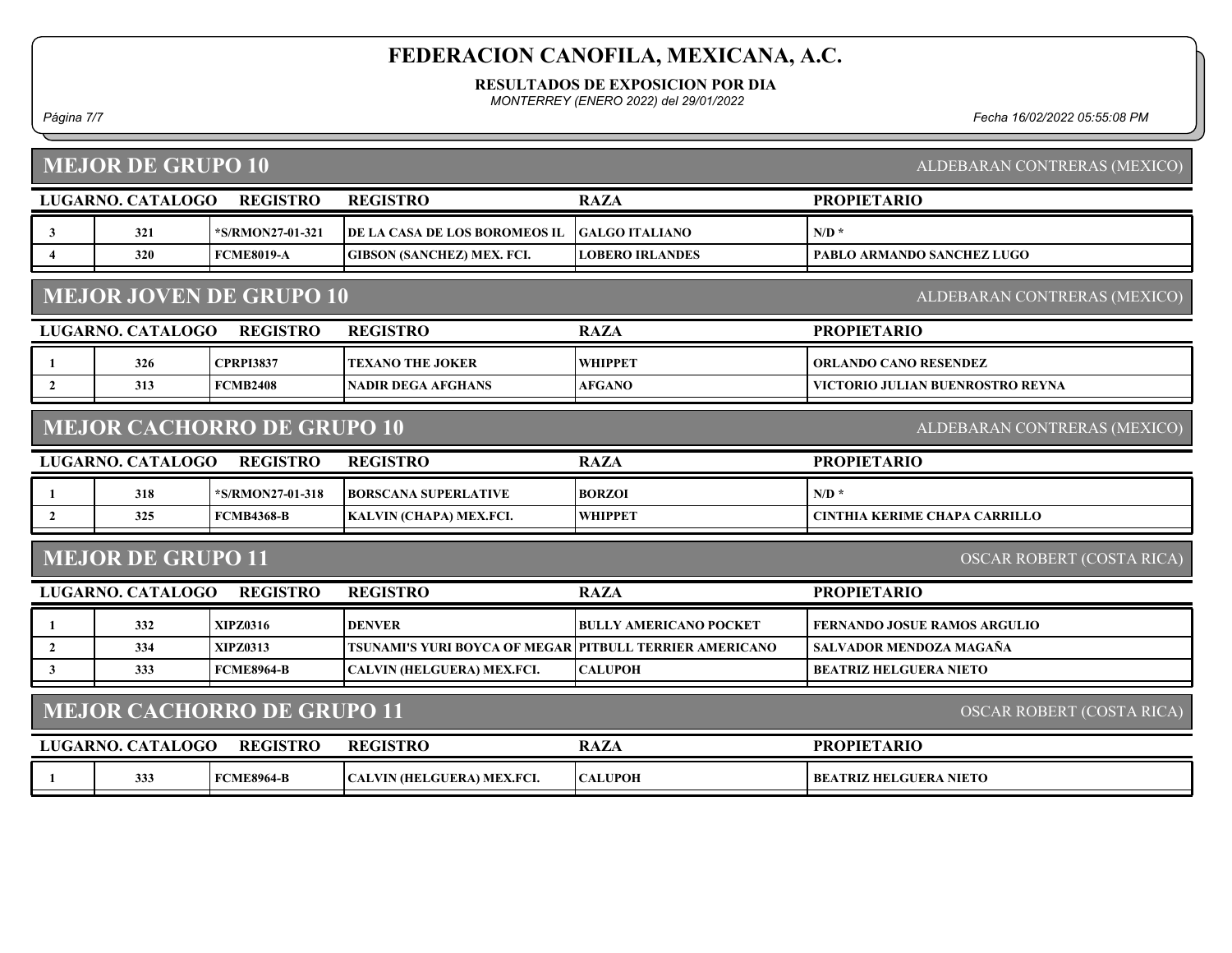# FEDERACION CANOFILA, MEXICANA, A.C.

**RESULTADOS DE EXPOSICION POR DIA**

*MONTERREY (ENERO 2022) del 29/01/2022*

## MEJOR DE GRUPO 10

ALDEBARAN CONTRERAS (MEXICO)

| LUGAR | NO. CATALOGO | REGISTRO | REGISTRO | RAZA | PROPIETARIO |
|---|---|---|---|---|---|
| 3 | 321 | *S/RMON27-01-321 | DE LA CASA DE LOS BOROMEOS IL | GALGO ITALIANO | N/D * |
| 4 | 320 | FCME8019-A | GIBSON (SANCHEZ) MEX. FCI. | LOBERO IRLANDES | PABLO ARMANDO SANCHEZ LUGO |

## MEJOR JOVEN DE GRUPO 10

ALDEBARAN CONTRERAS (MEXICO)

| LUGAR | NO. CATALOGO | REGISTRO | REGISTRO | RAZA | PROPIETARIO |
|---|---|---|---|---|---|
| 1 | 326 | CPRPI3837 | TEXANO THE JOKER | WHIPPET | ORLANDO CANO RESENDEZ |
| 2 | 313 | FCMB2408 | NADIR DEGA AFGHANS | AFGANO | VICTORIO JULIAN BUENROSTRO REYNA |

## MEJOR CACHORRO DE GRUPO 10

ALDEBARAN CONTRERAS (MEXICO)

| LUGAR | NO. CATALOGO | REGISTRO | REGISTRO | RAZA | PROPIETARIO |
|---|---|---|---|---|---|
| 1 | 318 | *S/RMON27-01-318 | BORSCANA SUPERLATIVE | BORZOI | N/D * |
| 2 | 325 | FCMB4368-B | KALVIN (CHAPA) MEX.FCI. | WHIPPET | CINTHIA KERIME CHAPA CARRILLO |

## MEJOR DE GRUPO 11

OSCAR ROBERT (COSTA RICA)

| LUGAR | NO. CATALOGO | REGISTRO | REGISTRO | RAZA | PROPIETARIO |
|---|---|---|---|---|---|
| 1 | 332 | XIPZ0316 | DENVER | BULLY AMERICANO POCKET | FERNANDO JOSUE RAMOS ARGULIO |
| 2 | 334 | XIPZ0313 | TSUNAMI'S YURI BOYCA OF MEGAR | PITBULL TERRIER AMERICANO | SALVADOR MENDOZA MAGAÑA |
| 3 | 333 | FCME8964-B | CALVIN (HELGUERA) MEX.FCI. | CALUPOH | BEATRIZ HELGUERA NIETO |

## MEJOR CACHORRO DE GRUPO 11

OSCAR ROBERT (COSTA RICA)

| LUGAR | NO. CATALOGO | REGISTRO | REGISTRO | RAZA | PROPIETARIO |
|---|---|---|---|---|---|
| 1 | 333 | FCME8964-B | CALVIN (HELGUERA) MEX.FCI. | CALUPOH | BEATRIZ HELGUERA NIETO |